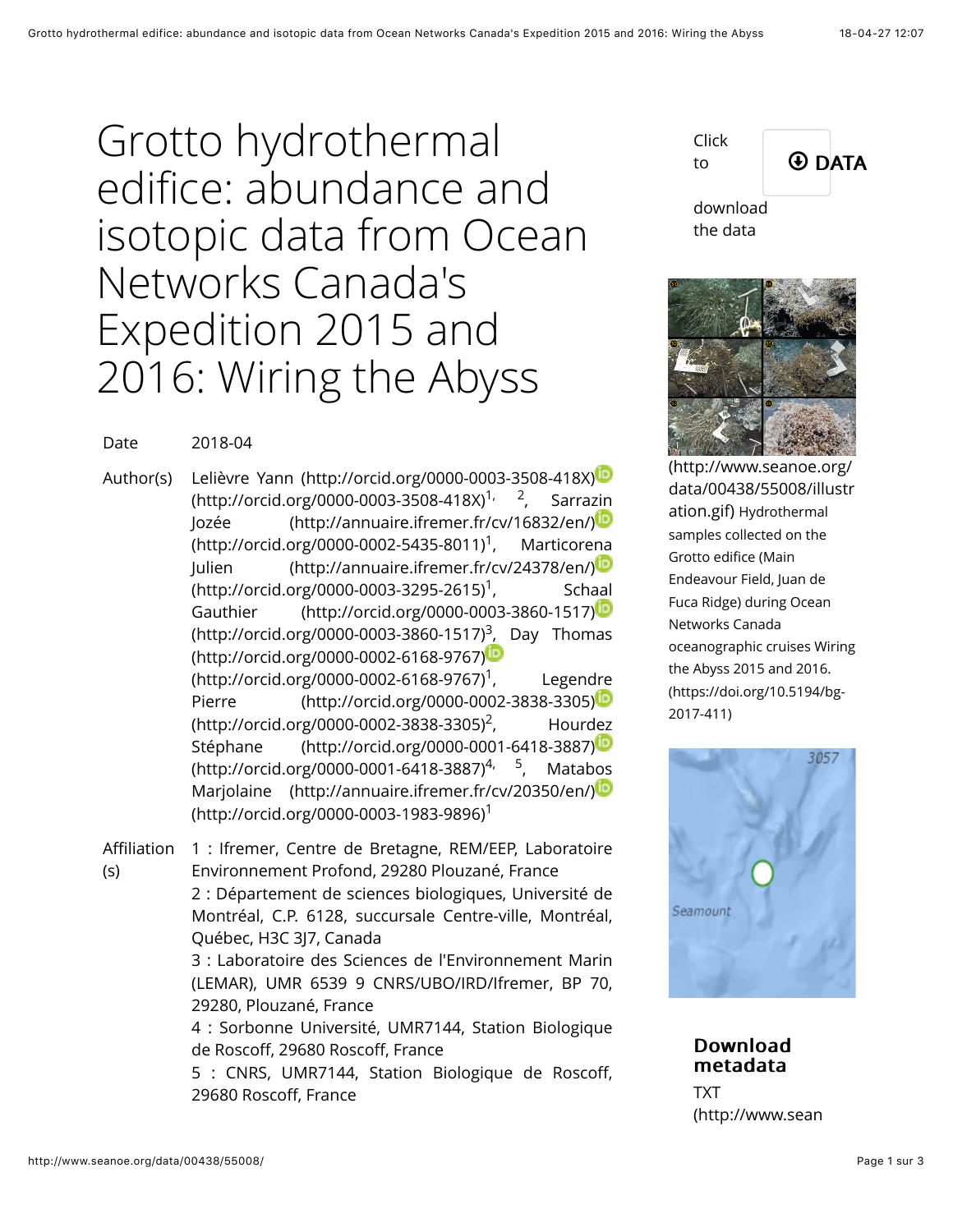# Grotto hydrothermal edifice: abundance and isotopic data from Ocean Networks Canada's Expedition 2015 and 2016: Wiring the Abyss

| | |
|---|---|
| Date | 2018-04 |
| Author(s) | Lelièvre Yann (http://orcid.org/0000-0003-3508-418X) (http://orcid.org/0000-0003-3508-418X)[1, 2], Sarrazin Jozée (http://annuaire.ifremer.fr/cv/16832/en/) (http://orcid.org/0000-0002-5435-8011)[1], Marticorena Julien (http://annuaire.ifremer.fr/cv/24378/en/) (http://orcid.org/0000-0003-3295-2615)[1], Schaal Gauthier (http://orcid.org/0000-0003-3860-1517) (http://orcid.org/0000-0003-3860-1517)[3], Day Thomas (http://orcid.org/0000-0002-6168-9767) (http://orcid.org/0000-0002-6168-9767)[1], Legendre Pierre (http://orcid.org/0000-0002-3838-3305) (http://orcid.org/0000-0002-3838-3305)[2], Hourdez Stéphane (http://orcid.org/0000-0001-6418-3887) (http://orcid.org/0000-0001-6418-3887)[4, 5], Matabos Marjolaine (http://annuaire.ifremer.fr/cv/20350/en/) (http://orcid.org/0000-0003-1983-9896)[1] |
| Affiliation(s) | 1 : Ifremer, Centre de Bretagne, REM/EEP, Laboratoire Environnement Profond, 29280 Plouzané, France<br>2 : Département de sciences biologiques, Université de Montréal, C.P. 6128, succursale Centre-ville, Montréal, Québec, H3C 3J7, Canada<br>3 : Laboratoire des Sciences de l'Environnement Marin (LEMAR), UMR 6539 9 CNRS/UBO/IRD/Ifremer, BP 70, 29280, Plouzané, France<br>4 : Sorbonne Université, UMR7144, Station Biologique de Roscoff, 29680 Roscoff, France<br>5 : CNRS, UMR7144, Station Biologique de Roscoff, 29680 Roscoff, France |

Click to **DATA** download the data

(http://www.seanoe.org/data/00438/55008/illustration.gif) Hydrothermal samples collected on the Grotto edifice (Main Endeavour Field, Juan de Fuca Ridge) during Ocean Networks Canada oceanographic cruises Wiring the Abyss 2015 and 2016. (https://doi.org/10.5194/bg-2017-411)

**Download metadata**

TXT (http://www.sean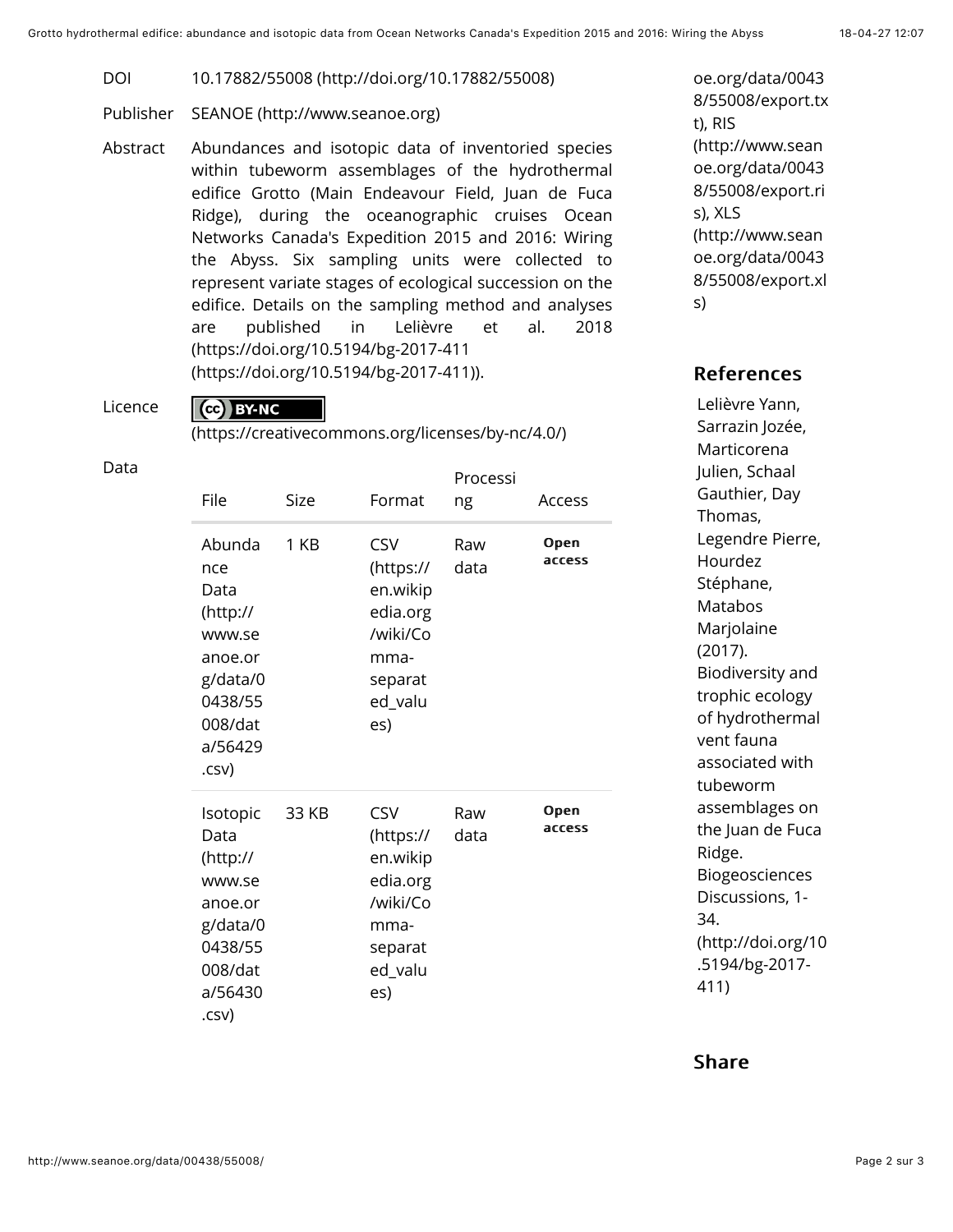DOI 10.17882/55008 (http://doi.org/10.17882/55008)

Publisher SEANOE (http://www.seanoe.org)

Abstract Abundances and isotopic data of inventoried species within tubeworm assemblages of the hydrothermal edifice Grotto (Main Endeavour Field, Juan de Fuca Ridge), during the oceanographic cruises Ocean Networks Canada's Expedition 2015 and 2016: Wiring the Abyss. Six sampling units were collected to represent variate stages of ecological succession on the edifice. Details on the sampling method and analyses are published in Lelièvre et al. 2018 (https://doi.org/10.5194/bg-2017-411 (https://doi.org/10.5194/bg-2017-411)).

Licence CC BY-NC (https://creativecommons.org/licenses/by-nc/4.0/)

Data

| File | Size | Format | Processing | Access |
|---|---|---|---|---|
| Abundance Data (http://www.seanoe.org/data/00438/55008/data/56429.csv) | 1 KB | CSV (https://en.wikipedia.org/wiki/Comma-separated_values) | Raw data | Open access |
| Isotopic Data (http://www.seanoe.org/data/00438/55008/data/56430.csv) | 33 KB | CSV (https://en.wikipedia.org/wiki/Comma-separated_values) | Raw data | Open access |

oe.org/data/00438/55008/export.txt), RIS (http://www.seanoe.org/data/00438/55008/export.ris), XLS (http://www.seanoe.org/data/00438/55008/export.xls)

## References

Lelièvre Yann, Sarrazin Jozée, Marticorena Julien, Schaal Gauthier, Day Thomas, Legendre Pierre, Hourdez Stéphane, Matabos Marjolaine (2017). Biodiversity and trophic ecology of hydrothermal vent fauna associated with tubeworm assemblages on the Juan de Fuca Ridge. Biogeosciences Discussions, 1-34. (http://doi.org/10.5194/bg-2017-411)

## Share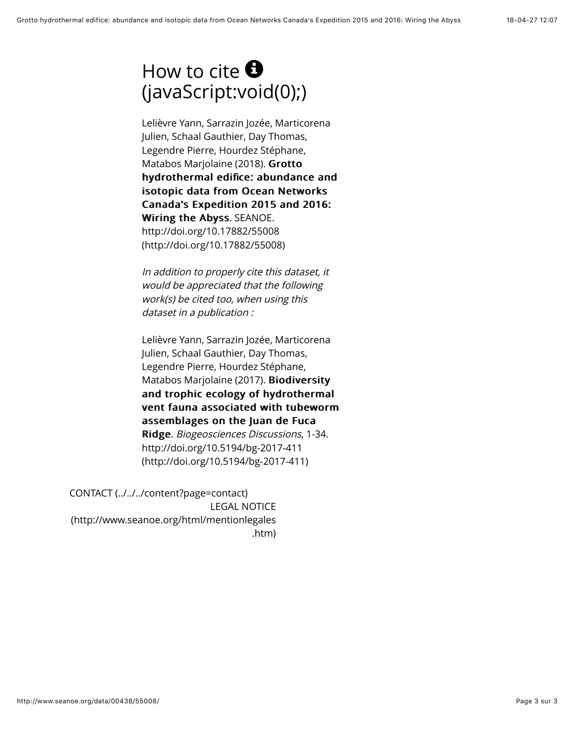# How to cite (javaScript:void(0);)

Lelièvre Yann, Sarrazin Jozée, Marticorena Julien, Schaal Gauthier, Day Thomas, Legendre Pierre, Hourdez Stéphane, Matabos Marjolaine (2018). **Grotto hydrothermal edifice: abundance and isotopic data from Ocean Networks Canada's Expedition 2015 and 2016: Wiring the Abyss**. SEANOE. http://doi.org/10.17882/55008 (http://doi.org/10.17882/55008)

*In addition to properly cite this dataset, it would be appreciated that the following work(s) be cited too, when using this dataset in a publication :*

Lelièvre Yann, Sarrazin Jozée, Marticorena Julien, Schaal Gauthier, Day Thomas, Legendre Pierre, Hourdez Stéphane, Matabos Marjolaine (2017). **Biodiversity and trophic ecology of hydrothermal vent fauna associated with tubeworm assemblages on the Juan de Fuca Ridge**. *Biogeosciences Discussions*, 1-34. http://doi.org/10.5194/bg-2017-411 (http://doi.org/10.5194/bg-2017-411)

CONTACT (../../../content?page=contact)
LEGAL NOTICE (http://www.seanoe.org/html/mentionlegales.htm)